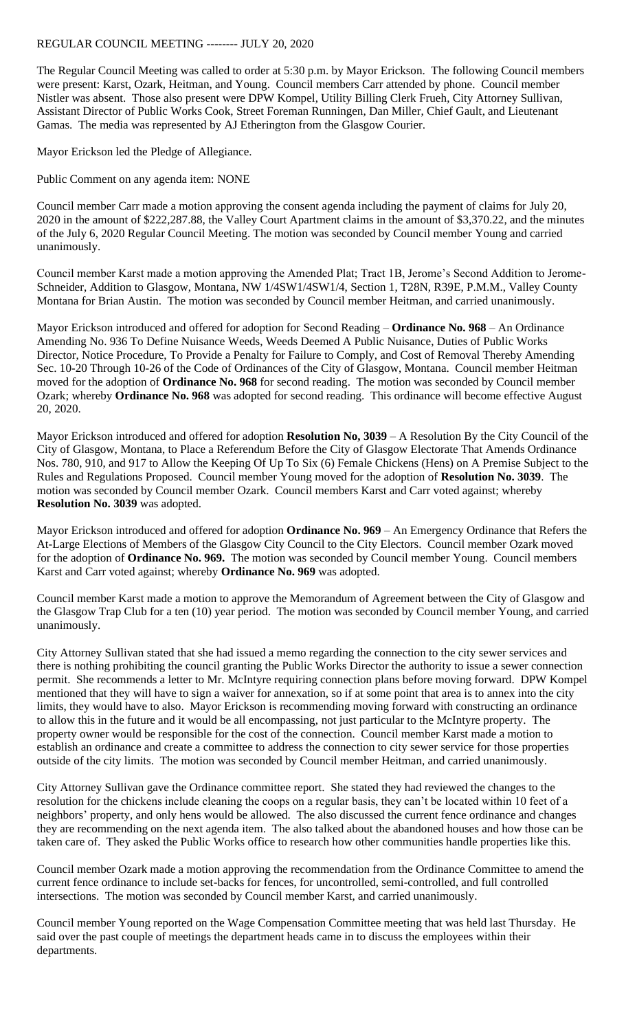REGULAR COUNCIL MEETING -------- JULY 20, 2020

The Regular Council Meeting was called to order at 5:30 p.m. by Mayor Erickson. The following Council members were present: Karst, Ozark, Heitman, and Young. Council members Carr attended by phone. Council member Nistler was absent. Those also present were DPW Kompel, Utility Billing Clerk Frueh, City Attorney Sullivan, Assistant Director of Public Works Cook, Street Foreman Runningen, Dan Miller, Chief Gault, and Lieutenant Gamas. The media was represented by AJ Etherington from the Glasgow Courier.

Mayor Erickson led the Pledge of Allegiance.

Public Comment on any agenda item: NONE

Council member Carr made a motion approving the consent agenda including the payment of claims for July 20, 2020 in the amount of $222,287.88, the Valley Court Apartment claims in the amount of $3,370.22, and the minutes of the July 6, 2020 Regular Council Meeting. The motion was seconded by Council member Young and carried unanimously.

Council member Karst made a motion approving the Amended Plat; Tract 1B, Jerome's Second Addition to Jerome-Schneider, Addition to Glasgow, Montana, NW 1/4SW1/4SW1/4, Section 1, T28N, R39E, P.M.M., Valley County Montana for Brian Austin. The motion was seconded by Council member Heitman, and carried unanimously.

Mayor Erickson introduced and offered for adoption for Second Reading – **Ordinance No. 968** – An Ordinance Amending No. 936 To Define Nuisance Weeds, Weeds Deemed A Public Nuisance, Duties of Public Works Director, Notice Procedure, To Provide a Penalty for Failure to Comply, and Cost of Removal Thereby Amending Sec. 10-20 Through 10-26 of the Code of Ordinances of the City of Glasgow, Montana. Council member Heitman moved for the adoption of **Ordinance No. 968** for second reading. The motion was seconded by Council member Ozark; whereby **Ordinance No. 968** was adopted for second reading. This ordinance will become effective August 20, 2020.

Mayor Erickson introduced and offered for adoption **Resolution No, 3039** – A Resolution By the City Council of the City of Glasgow, Montana, to Place a Referendum Before the City of Glasgow Electorate That Amends Ordinance Nos. 780, 910, and 917 to Allow the Keeping Of Up To Six (6) Female Chickens (Hens) on A Premise Subject to the Rules and Regulations Proposed. Council member Young moved for the adoption of **Resolution No. 3039**. The motion was seconded by Council member Ozark. Council members Karst and Carr voted against; whereby **Resolution No. 3039** was adopted.

Mayor Erickson introduced and offered for adoption **Ordinance No. 969** – An Emergency Ordinance that Refers the At-Large Elections of Members of the Glasgow City Council to the City Electors. Council member Ozark moved for the adoption of **Ordinance No. 969.** The motion was seconded by Council member Young. Council members Karst and Carr voted against; whereby **Ordinance No. 969** was adopted.

Council member Karst made a motion to approve the Memorandum of Agreement between the City of Glasgow and the Glasgow Trap Club for a ten (10) year period. The motion was seconded by Council member Young, and carried unanimously.

City Attorney Sullivan stated that she had issued a memo regarding the connection to the city sewer services and there is nothing prohibiting the council granting the Public Works Director the authority to issue a sewer connection permit. She recommends a letter to Mr. McIntyre requiring connection plans before moving forward. DPW Kompel mentioned that they will have to sign a waiver for annexation, so if at some point that area is to annex into the city limits, they would have to also. Mayor Erickson is recommending moving forward with constructing an ordinance to allow this in the future and it would be all encompassing, not just particular to the McIntyre property. The property owner would be responsible for the cost of the connection. Council member Karst made a motion to establish an ordinance and create a committee to address the connection to city sewer service for those properties outside of the city limits. The motion was seconded by Council member Heitman, and carried unanimously.

City Attorney Sullivan gave the Ordinance committee report. She stated they had reviewed the changes to the resolution for the chickens include cleaning the coops on a regular basis, they can't be located within 10 feet of a neighbors' property, and only hens would be allowed. The also discussed the current fence ordinance and changes they are recommending on the next agenda item. The also talked about the abandoned houses and how those can be taken care of. They asked the Public Works office to research how other communities handle properties like this.

Council member Ozark made a motion approving the recommendation from the Ordinance Committee to amend the current fence ordinance to include set-backs for fences, for uncontrolled, semi-controlled, and full controlled intersections. The motion was seconded by Council member Karst, and carried unanimously.

Council member Young reported on the Wage Compensation Committee meeting that was held last Thursday. He said over the past couple of meetings the department heads came in to discuss the employees within their departments.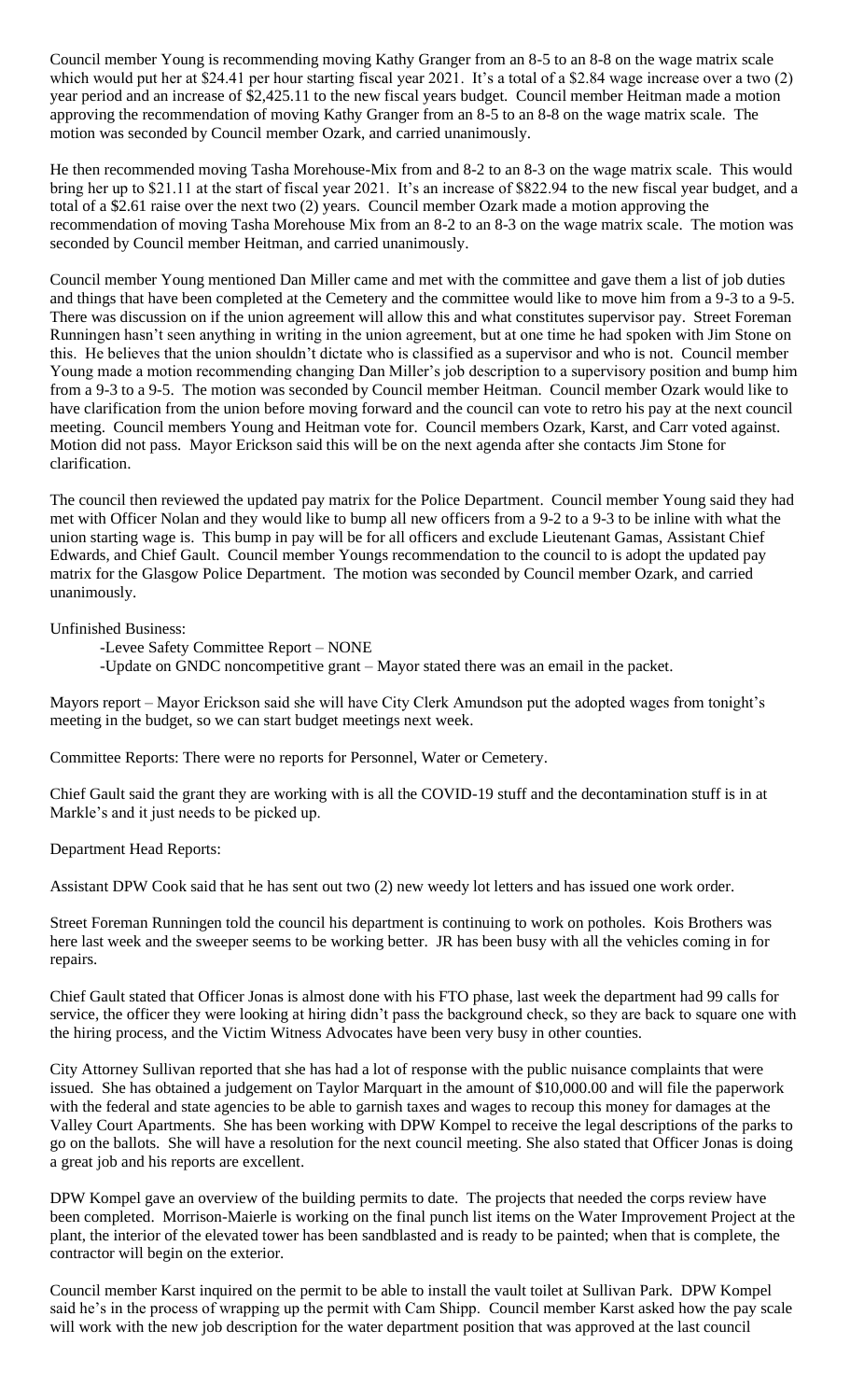Council member Young is recommending moving Kathy Granger from an 8-5 to an 8-8 on the wage matrix scale which would put her at $24.41 per hour starting fiscal year 2021. It's a total of a $2.84 wage increase over a two (2) year period and an increase of $2,425.11 to the new fiscal years budget. Council member Heitman made a motion approving the recommendation of moving Kathy Granger from an 8-5 to an 8-8 on the wage matrix scale. The motion was seconded by Council member Ozark, and carried unanimously.

He then recommended moving Tasha Morehouse-Mix from and 8-2 to an 8-3 on the wage matrix scale. This would bring her up to $21.11 at the start of fiscal year 2021. It's an increase of $822.94 to the new fiscal year budget, and a total of a $2.61 raise over the next two (2) years. Council member Ozark made a motion approving the recommendation of moving Tasha Morehouse Mix from an 8-2 to an 8-3 on the wage matrix scale. The motion was seconded by Council member Heitman, and carried unanimously.

Council member Young mentioned Dan Miller came and met with the committee and gave them a list of job duties and things that have been completed at the Cemetery and the committee would like to move him from a 9-3 to a 9-5. There was discussion on if the union agreement will allow this and what constitutes supervisor pay. Street Foreman Runningen hasn't seen anything in writing in the union agreement, but at one time he had spoken with Jim Stone on this. He believes that the union shouldn't dictate who is classified as a supervisor and who is not. Council member Young made a motion recommending changing Dan Miller's job description to a supervisory position and bump him from a 9-3 to a 9-5. The motion was seconded by Council member Heitman. Council member Ozark would like to have clarification from the union before moving forward and the council can vote to retro his pay at the next council meeting. Council members Young and Heitman vote for. Council members Ozark, Karst, and Carr voted against. Motion did not pass. Mayor Erickson said this will be on the next agenda after she contacts Jim Stone for clarification.

The council then reviewed the updated pay matrix for the Police Department. Council member Young said they had met with Officer Nolan and they would like to bump all new officers from a 9-2 to a 9-3 to be inline with what the union starting wage is. This bump in pay will be for all officers and exclude Lieutenant Gamas, Assistant Chief Edwards, and Chief Gault. Council member Youngs recommendation to the council to is adopt the updated pay matrix for the Glasgow Police Department. The motion was seconded by Council member Ozark, and carried unanimously.

Unfinished Business:

- -Levee Safety Committee Report – NONE
- -Update on GNDC noncompetitive grant – Mayor stated there was an email in the packet.

Mayors report – Mayor Erickson said she will have City Clerk Amundson put the adopted wages from tonight's meeting in the budget, so we can start budget meetings next week.

Committee Reports: There were no reports for Personnel, Water or Cemetery.

Chief Gault said the grant they are working with is all the COVID-19 stuff and the decontamination stuff is in at Markle's and it just needs to be picked up.

Department Head Reports:

Assistant DPW Cook said that he has sent out two (2) new weedy lot letters and has issued one work order.

Street Foreman Runningen told the council his department is continuing to work on potholes. Kois Brothers was here last week and the sweeper seems to be working better. JR has been busy with all the vehicles coming in for repairs.

Chief Gault stated that Officer Jonas is almost done with his FTO phase, last week the department had 99 calls for service, the officer they were looking at hiring didn't pass the background check, so they are back to square one with the hiring process, and the Victim Witness Advocates have been very busy in other counties.

City Attorney Sullivan reported that she has had a lot of response with the public nuisance complaints that were issued. She has obtained a judgement on Taylor Marquart in the amount of $10,000.00 and will file the paperwork with the federal and state agencies to be able to garnish taxes and wages to recoup this money for damages at the Valley Court Apartments. She has been working with DPW Kompel to receive the legal descriptions of the parks to go on the ballots. She will have a resolution for the next council meeting. She also stated that Officer Jonas is doing a great job and his reports are excellent.

DPW Kompel gave an overview of the building permits to date. The projects that needed the corps review have been completed. Morrison-Maierle is working on the final punch list items on the Water Improvement Project at the plant, the interior of the elevated tower has been sandblasted and is ready to be painted; when that is complete, the contractor will begin on the exterior.

Council member Karst inquired on the permit to be able to install the vault toilet at Sullivan Park. DPW Kompel said he's in the process of wrapping up the permit with Cam Shipp. Council member Karst asked how the pay scale will work with the new job description for the water department position that was approved at the last council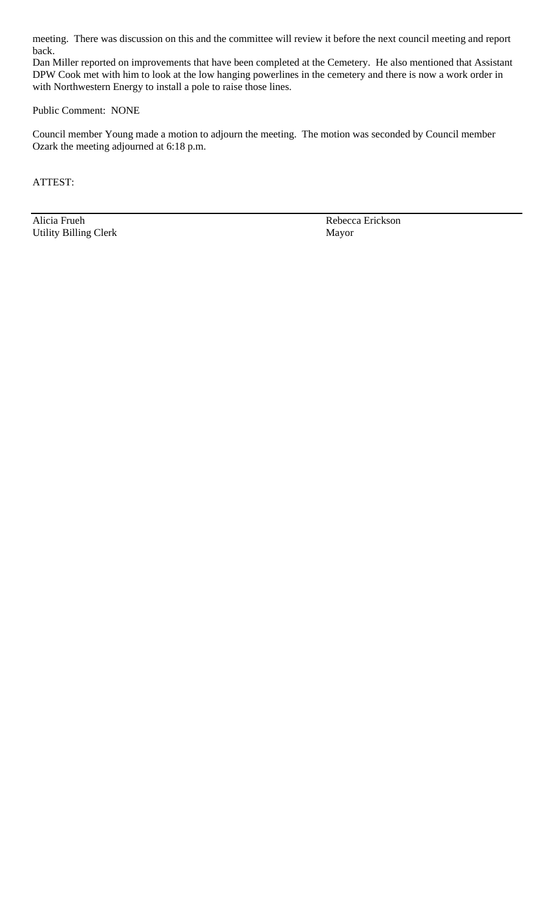meeting. There was discussion on this and the committee will review it before the next council meeting and report back.

Dan Miller reported on improvements that have been completed at the Cemetery. He also mentioned that Assistant DPW Cook met with him to look at the low hanging powerlines in the cemetery and there is now a work order in with Northwestern Energy to install a pole to raise those lines.

Public Comment: NONE

Council member Young made a motion to adjourn the meeting. The motion was seconded by Council member Ozark the meeting adjourned at 6:18 p.m.

ATTEST:

| | |
|---|---|
| Alicia Frueh<br>Utility Billing Clerk | Rebecca Erickson<br>Mayor |